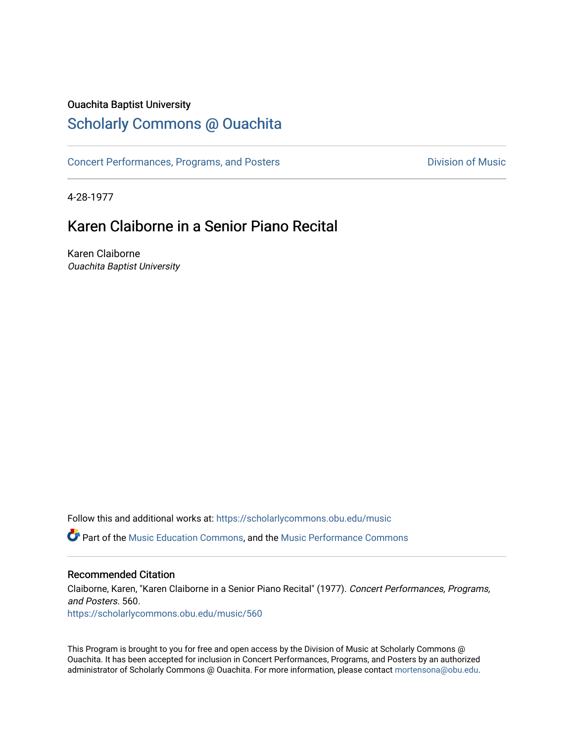Ouachita Baptist University

## Scholarly Commons @ Ouachita

Concert Performances, Programs, and Posters | Division of Music

4-28-1977

# Karen Claiborne in a Senior Piano Recital

Karen Claiborne
*Ouachita Baptist University*

Follow this and additional works at: https://scholarlycommons.obu.edu/music

Part of the Music Education Commons, and the Music Performance Commons

### Recommended Citation

Claiborne, Karen, "Karen Claiborne in a Senior Piano Recital" (1977). *Concert Performances, Programs, and Posters*. 560.
https://scholarlycommons.obu.edu/music/560

This Program is brought to you for free and open access by the Division of Music at Scholarly Commons @ Ouachita. It has been accepted for inclusion in Concert Performances, Programs, and Posters by an authorized administrator of Scholarly Commons @ Ouachita. For more information, please contact mortensona@obu.edu.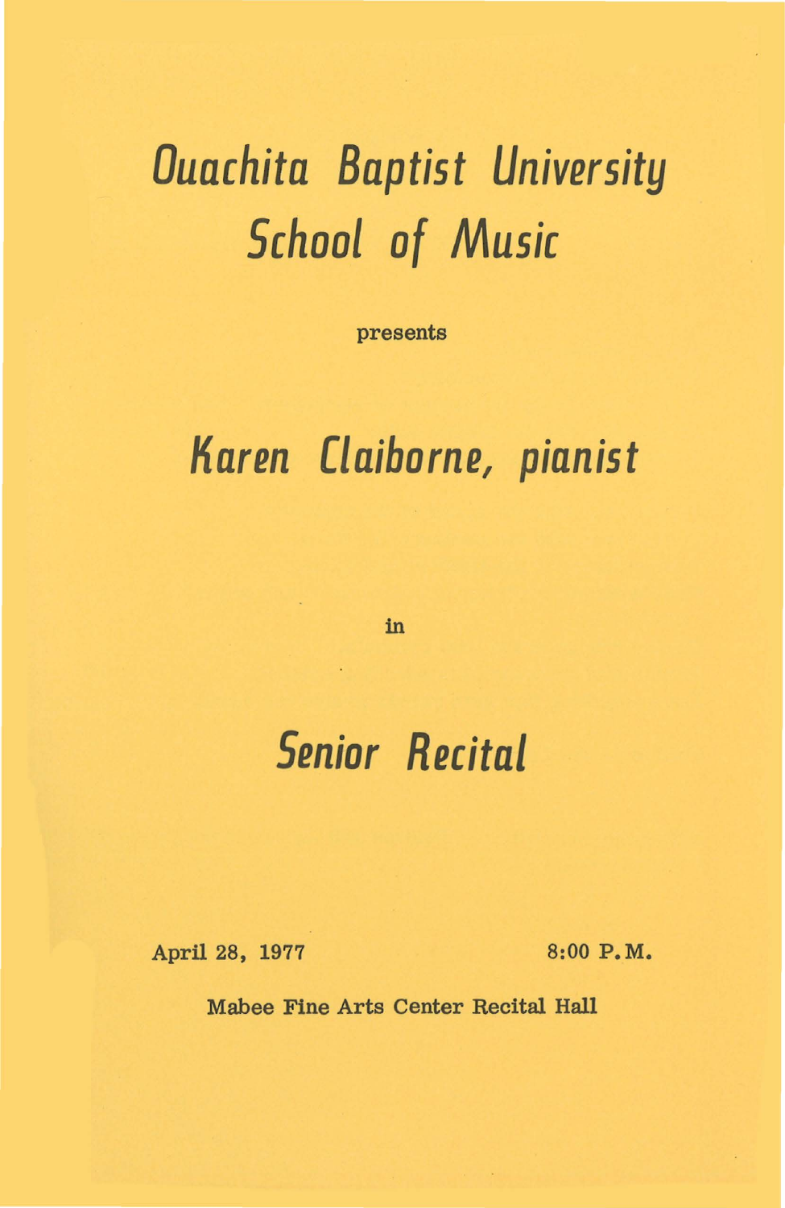# Ouachita Baptist University School of Music

presents

# Karen Claiborne, pianist

in

# Senior Recital

April 28, 1977 8:00 P.M.

Mabee Fine Arts Center Recital Hall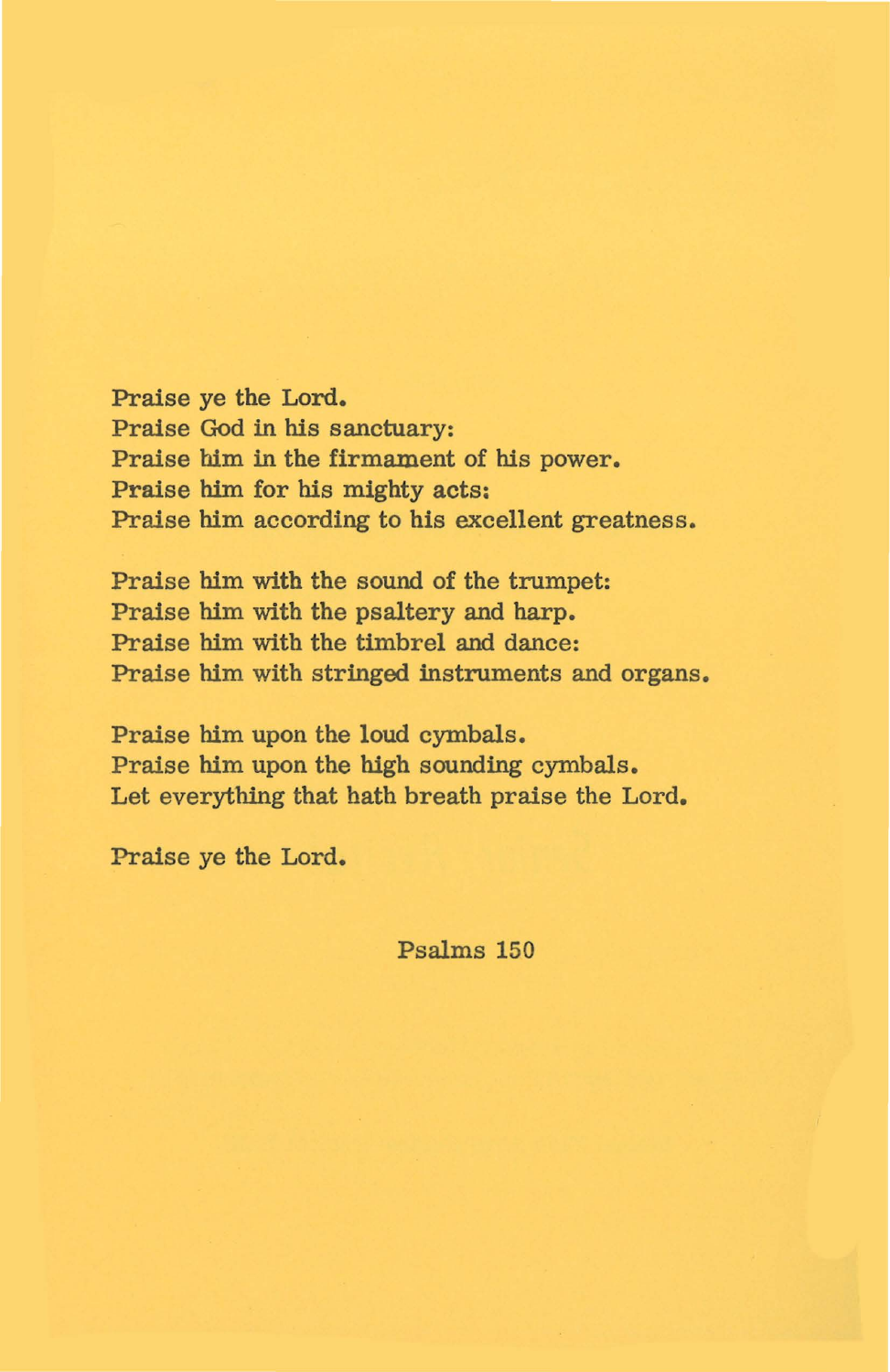Praise ye the Lord.
Praise God in his sanctuary:
Praise him in the firmament of his power.
Praise him for his mighty acts:
Praise him according to his excellent greatness.

Praise him with the sound of the trumpet:
Praise him with the psaltery and harp.
Praise him with the timbrel and dance:
Praise him with stringed instruments and organs.

Praise him upon the loud cymbals.
Praise him upon the high sounding cymbals.
Let everything that hath breath praise the Lord.

Praise ye the Lord.

Psalms 150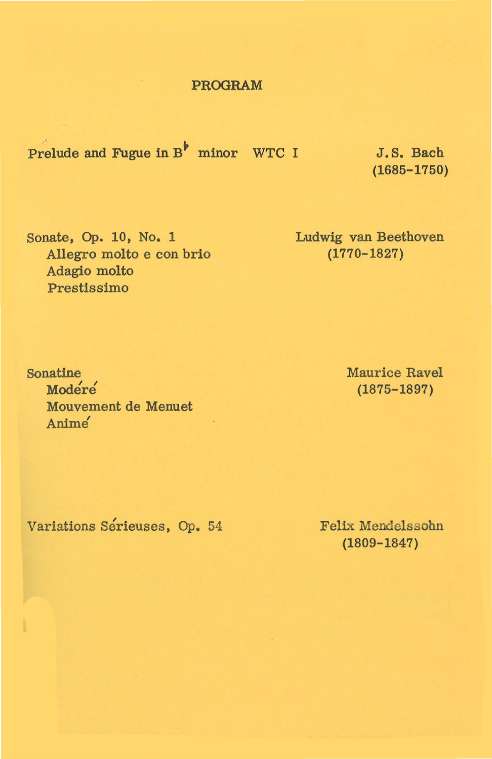## PROGRAM

Prelude and Fugue in B♭ minor WTC I — J.S. Bach (1685-1750)

Sonate, Op. 10, No. 1 — Ludwig van Beethoven (1770-1827)
- Allegro molto e con brio
- Adagio molto
- Prestissimo

Sonatine — Maurice Ravel (1875-1897)
- Modéré
- Mouvement de Menuet
- Animé

Variations Sérieuses, Op. 54 — Felix Mendelssohn (1809-1847)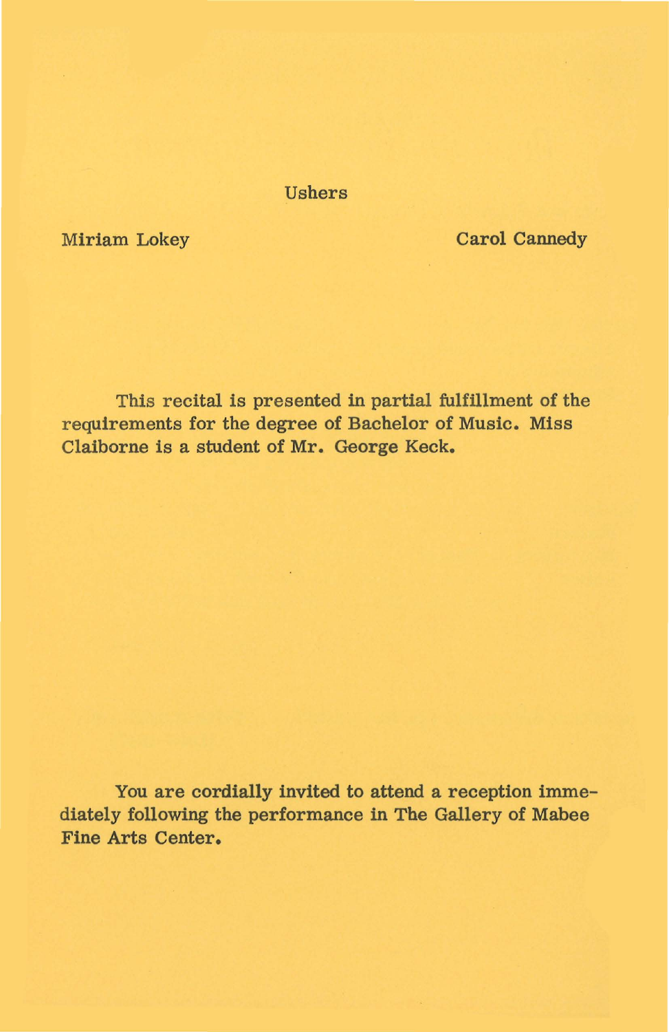Ushers

Miriam Lokey

Carol Cannedy

This recital is presented in partial fulfillment of the requirements for the degree of Bachelor of Music. Miss Claiborne is a student of Mr. George Keck.

You are cordially invited to attend a reception immediately following the performance in The Gallery of Mabee Fine Arts Center.